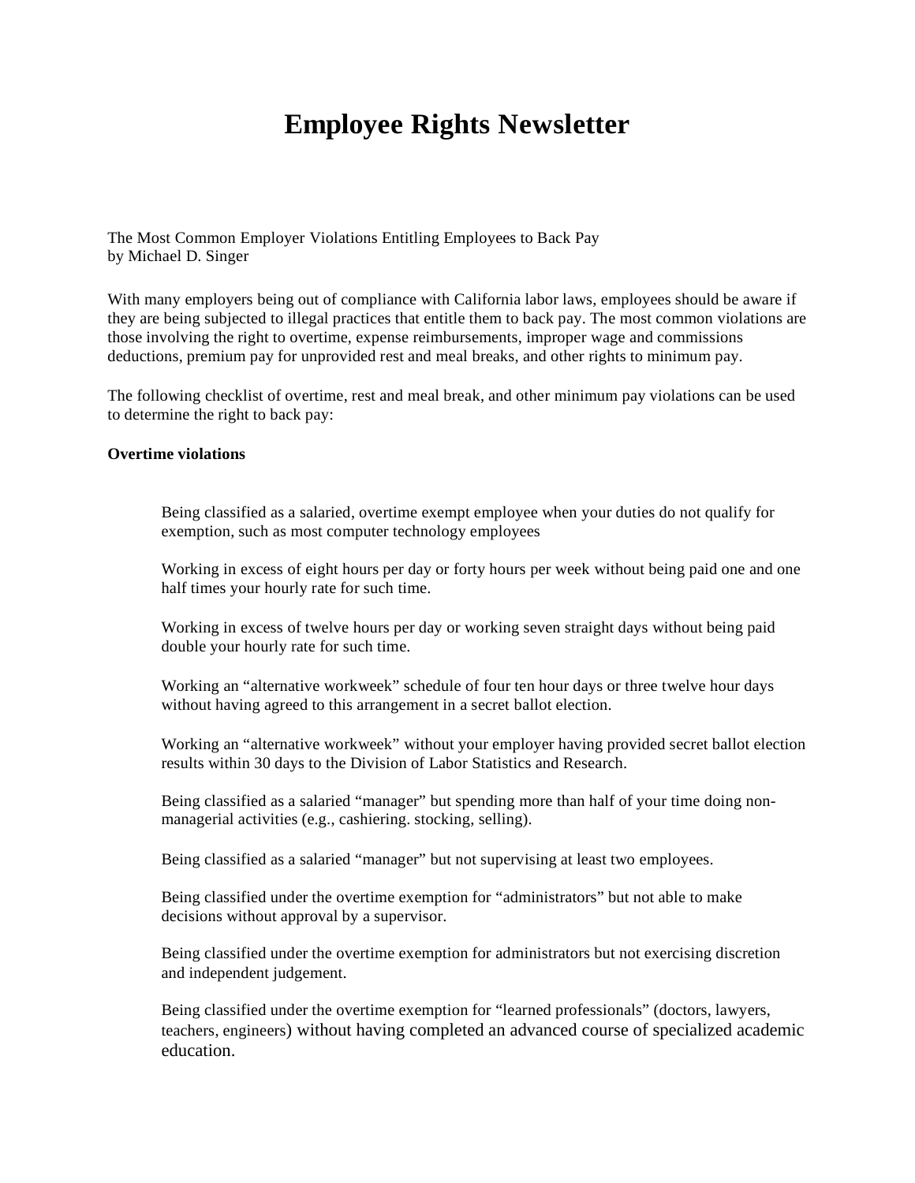# Employee Rights Newsletter

The Most Common Employer Violations Entitling Employees to Back Pay
by Michael D. Singer

With many employers being out of compliance with California labor laws, employees should be aware if they are being subjected to illegal practices that entitle them to back pay. The most common violations are those involving the right to overtime, expense reimbursements, improper wage and commissions deductions, premium pay for unprovided rest and meal breaks, and other rights to minimum pay.

The following checklist of overtime, rest and meal break, and other minimum pay violations can be used to determine the right to back pay:

**Overtime violations**

Being classified as a salaried, overtime exempt employee when your duties do not qualify for exemption, such as most computer technology employees

Working in excess of eight hours per day or forty hours per week without being paid one and one half times your hourly rate for such time.

Working in excess of twelve hours per day or working seven straight days without being paid double your hourly rate for such time.

Working an "alternative workweek" schedule of four ten hour days or three twelve hour days without having agreed to this arrangement in a secret ballot election.

Working an "alternative workweek" without your employer having provided secret ballot election results within 30 days to the Division of Labor Statistics and Research.

Being classified as a salaried "manager" but spending more than half of your time doing non-managerial activities (e.g., cashiering. stocking, selling).

Being classified as a salaried "manager" but not supervising at least two employees.

Being classified under the overtime exemption for "administrators" but not able to make decisions without approval by a supervisor.

Being classified under the overtime exemption for administrators but not exercising discretion and independent judgement.

Being classified under the overtime exemption for "learned professionals" (doctors, lawyers, teachers, engineers) without having completed an advanced course of specialized academic education.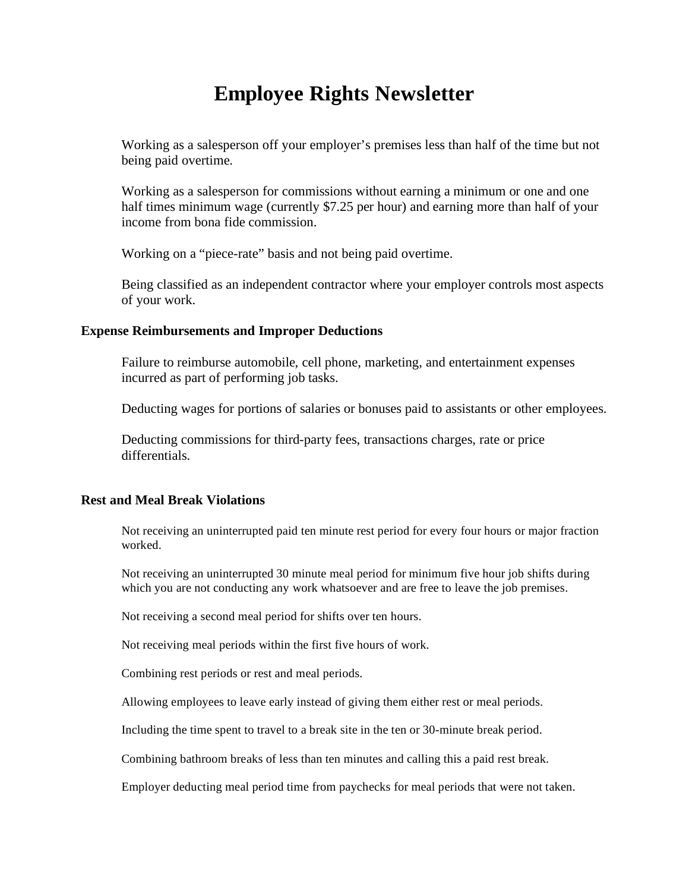# Employee Rights Newsletter

Working as a salesperson off your employer's premises less than half of the time but not being paid overtime.

Working as a salesperson for commissions without earning a minimum or one and one half times minimum wage (currently $7.25 per hour) and earning more than half of your income from bona fide commission.

Working on a "piece-rate" basis and not being paid overtime.

Being classified as an independent contractor where your employer controls most aspects of your work.

### Expense Reimbursements and Improper Deductions

Failure to reimburse automobile, cell phone, marketing, and entertainment expenses incurred as part of performing job tasks.

Deducting wages for portions of salaries or bonuses paid to assistants or other employees.

Deducting commissions for third-party fees, transactions charges, rate or price differentials.

### Rest and Meal Break Violations

Not receiving an uninterrupted paid ten minute rest period for every four hours or major fraction worked.

Not receiving an uninterrupted 30 minute meal period for minimum five hour job shifts during which you are not conducting any work whatsoever and are free to leave the job premises.

Not receiving a second meal period for shifts over ten hours.

Not receiving meal periods within the first five hours of work.

Combining rest periods or rest and meal periods.

Allowing employees to leave early instead of giving them either rest or meal periods.

Including the time spent to travel to a break site in the ten or 30-minute break period.

Combining bathroom breaks of less than ten minutes and calling this a paid rest break.

Employer deducting meal period time from paychecks for meal periods that were not taken.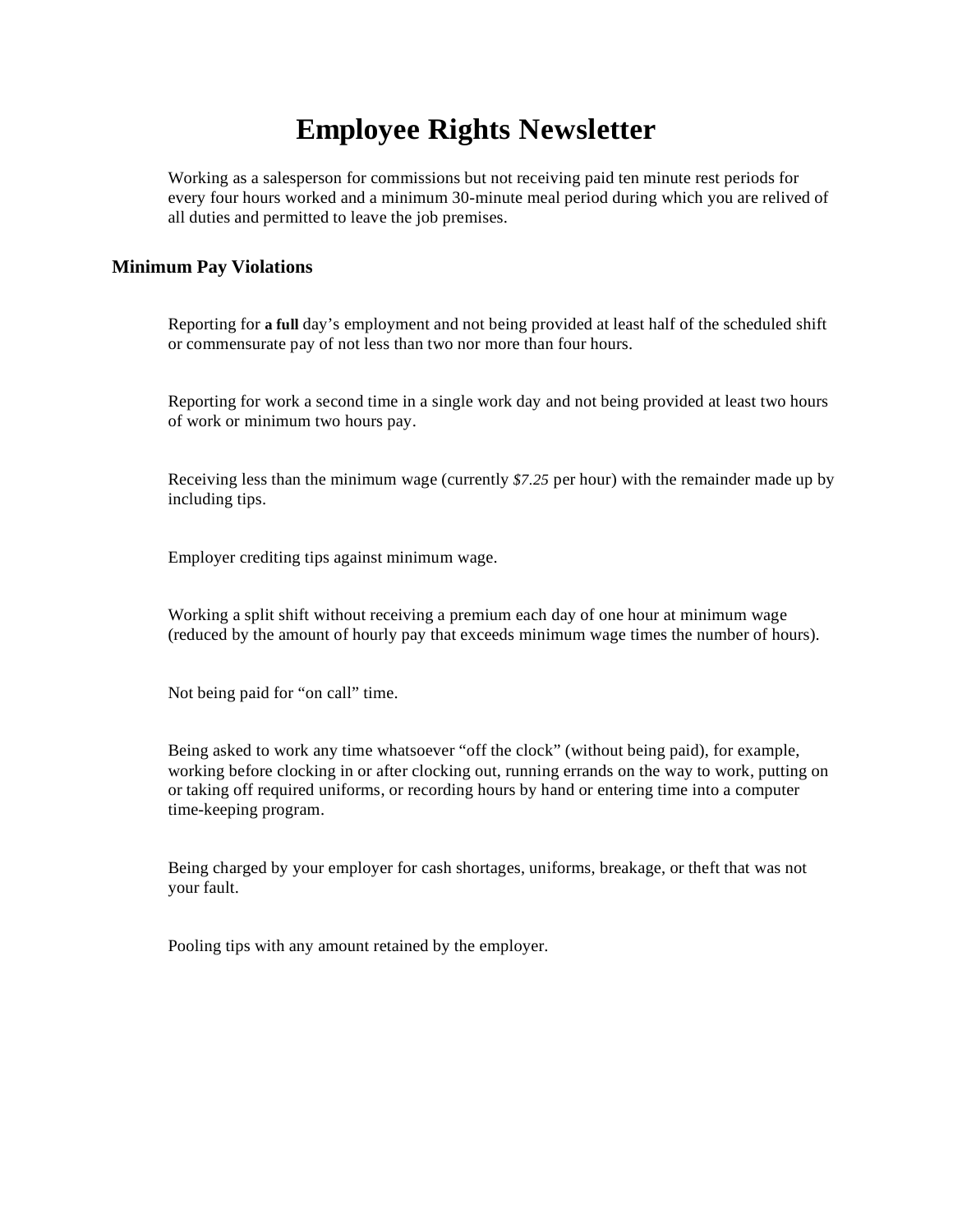# Employee Rights Newsletter

Working as a salesperson for commissions but not receiving paid ten minute rest periods for every four hours worked and a minimum 30-minute meal period during which you are relived of all duties and permitted to leave the job premises.

## Minimum Pay Violations

Reporting for **a full** day's employment and not being provided at least half of the scheduled shift or commensurate pay of not less than two nor more than four hours.

Reporting for work a second time in a single work day and not being provided at least two hours of work or minimum two hours pay.

Receiving less than the minimum wage (currently *$7.25* per hour) with the remainder made up by including tips.

Employer crediting tips against minimum wage.

Working a split shift without receiving a premium each day of one hour at minimum wage (reduced by the amount of hourly pay that exceeds minimum wage times the number of hours).

Not being paid for "on call" time.

Being asked to work any time whatsoever "off the clock" (without being paid), for example, working before clocking in or after clocking out, running errands on the way to work, putting on or taking off required uniforms, or recording hours by hand or entering time into a computer time-keeping program.

Being charged by your employer for cash shortages, uniforms, breakage, or theft that was not your fault.

Pooling tips with any amount retained by the employer.